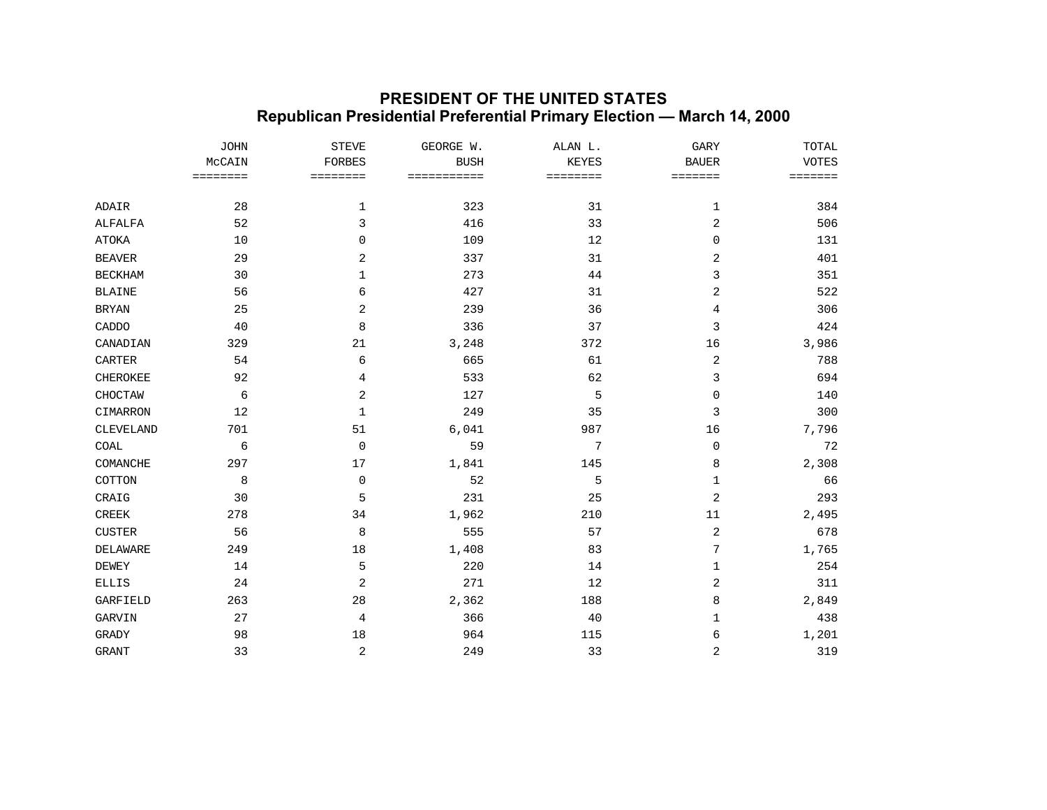# PRESIDENT OF THE UNITED STATES
## Republican Presidential Preferential Primary Election — March 14, 2000

| | JOHN McCAIN | STEVE FORBES | GEORGE W. BUSH | ALAN L. KEYES | GARY BAUER | TOTAL VOTES |
|---|---|---|---|---|---|---|
| ADAIR | 28 | 1 | 323 | 31 | 1 | 384 |
| ALFALFA | 52 | 3 | 416 | 33 | 2 | 506 |
| ATOKA | 10 | 0 | 109 | 12 | 0 | 131 |
| BEAVER | 29 | 2 | 337 | 31 | 2 | 401 |
| BECKHAM | 30 | 1 | 273 | 44 | 3 | 351 |
| BLAINE | 56 | 6 | 427 | 31 | 2 | 522 |
| BRYAN | 25 | 2 | 239 | 36 | 4 | 306 |
| CADDO | 40 | 8 | 336 | 37 | 3 | 424 |
| CANADIAN | 329 | 21 | 3,248 | 372 | 16 | 3,986 |
| CARTER | 54 | 6 | 665 | 61 | 2 | 788 |
| CHEROKEE | 92 | 4 | 533 | 62 | 3 | 694 |
| CHOCTAW | 6 | 2 | 127 | 5 | 0 | 140 |
| CIMARRON | 12 | 1 | 249 | 35 | 3 | 300 |
| CLEVELAND | 701 | 51 | 6,041 | 987 | 16 | 7,796 |
| COAL | 6 | 0 | 59 | 7 | 0 | 72 |
| COMANCHE | 297 | 17 | 1,841 | 145 | 8 | 2,308 |
| COTTON | 8 | 0 | 52 | 5 | 1 | 66 |
| CRAIG | 30 | 5 | 231 | 25 | 2 | 293 |
| CREEK | 278 | 34 | 1,962 | 210 | 11 | 2,495 |
| CUSTER | 56 | 8 | 555 | 57 | 2 | 678 |
| DELAWARE | 249 | 18 | 1,408 | 83 | 7 | 1,765 |
| DEWEY | 14 | 5 | 220 | 14 | 1 | 254 |
| ELLIS | 24 | 2 | 271 | 12 | 2 | 311 |
| GARFIELD | 263 | 28 | 2,362 | 188 | 8 | 2,849 |
| GARVIN | 27 | 4 | 366 | 40 | 1 | 438 |
| GRADY | 98 | 18 | 964 | 115 | 6 | 1,201 |
| GRANT | 33 | 2 | 249 | 33 | 2 | 319 |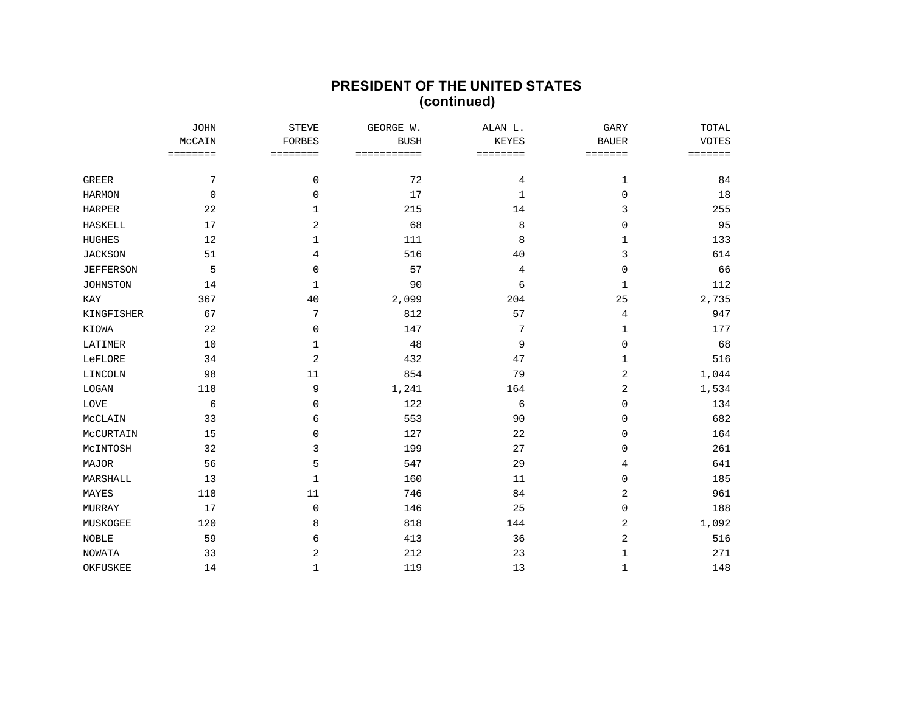## PRESIDENT OF THE UNITED STATES
## (continued)

| | JOHN McCAIN | STEVE FORBES | GEORGE W. BUSH | ALAN L. KEYES | GARY BAUER | TOTAL VOTES |
|---|---|---|---|---|---|---|
| GREER | 7 | 0 | 72 | 4 | 1 | 84 |
| HARMON | 0 | 0 | 17 | 1 | 0 | 18 |
| HARPER | 22 | 1 | 215 | 14 | 3 | 255 |
| HASKELL | 17 | 2 | 68 | 8 | 0 | 95 |
| HUGHES | 12 | 1 | 111 | 8 | 1 | 133 |
| JACKSON | 51 | 4 | 516 | 40 | 3 | 614 |
| JEFFERSON | 5 | 0 | 57 | 4 | 0 | 66 |
| JOHNSTON | 14 | 1 | 90 | 6 | 1 | 112 |
| KAY | 367 | 40 | 2,099 | 204 | 25 | 2,735 |
| KINGFISHER | 67 | 7 | 812 | 57 | 4 | 947 |
| KIOWA | 22 | 0 | 147 | 7 | 1 | 177 |
| LATIMER | 10 | 1 | 48 | 9 | 0 | 68 |
| LeFLORE | 34 | 2 | 432 | 47 | 1 | 516 |
| LINCOLN | 98 | 11 | 854 | 79 | 2 | 1,044 |
| LOGAN | 118 | 9 | 1,241 | 164 | 2 | 1,534 |
| LOVE | 6 | 0 | 122 | 6 | 0 | 134 |
| McCLAIN | 33 | 6 | 553 | 90 | 0 | 682 |
| McCURTAIN | 15 | 0 | 127 | 22 | 0 | 164 |
| McINTOSH | 32 | 3 | 199 | 27 | 0 | 261 |
| MAJOR | 56 | 5 | 547 | 29 | 4 | 641 |
| MARSHALL | 13 | 1 | 160 | 11 | 0 | 185 |
| MAYES | 118 | 11 | 746 | 84 | 2 | 961 |
| MURRAY | 17 | 0 | 146 | 25 | 0 | 188 |
| MUSKOGEE | 120 | 8 | 818 | 144 | 2 | 1,092 |
| NOBLE | 59 | 6 | 413 | 36 | 2 | 516 |
| NOWATA | 33 | 2 | 212 | 23 | 1 | 271 |
| OKFUSKEE | 14 | 1 | 119 | 13 | 1 | 148 |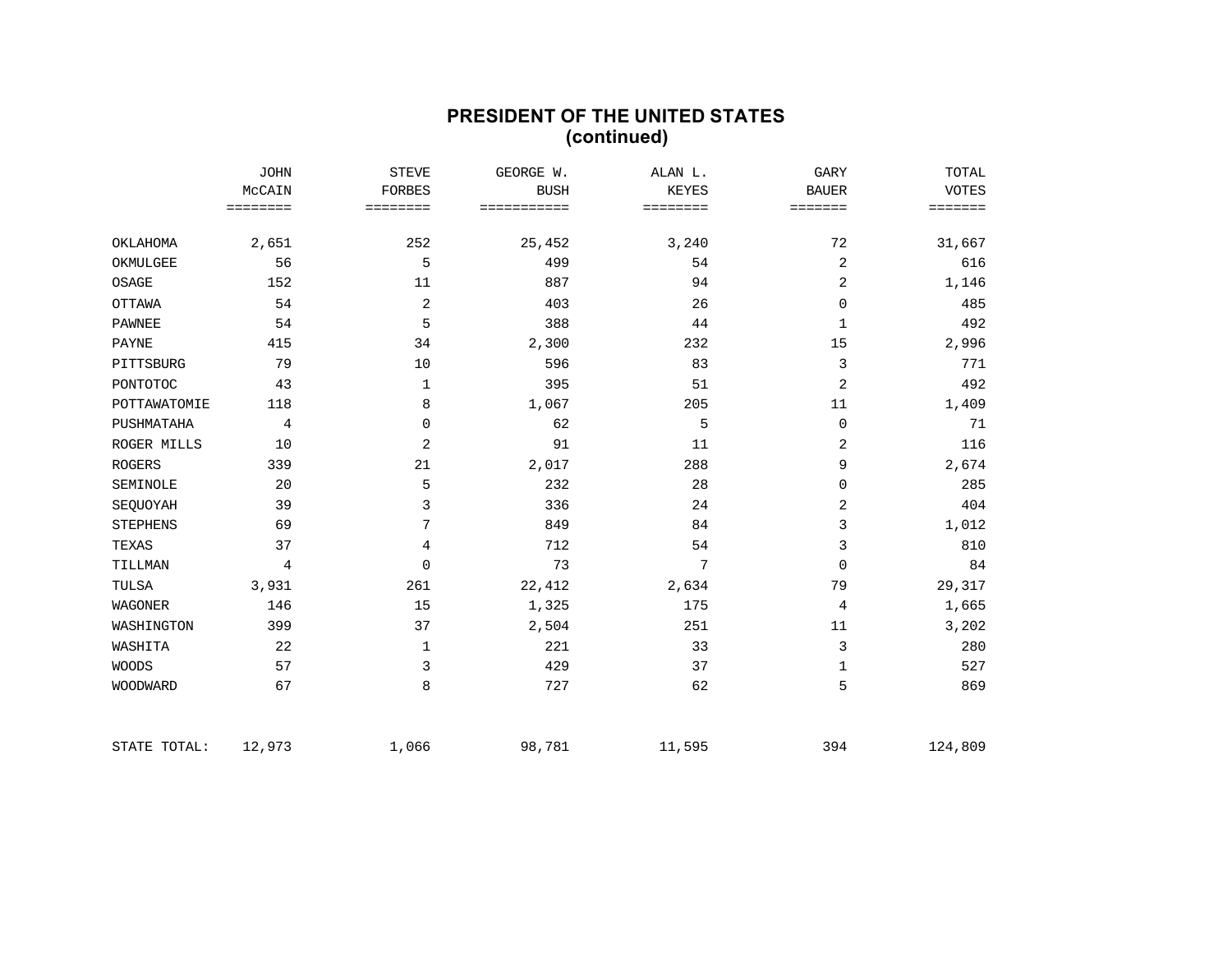## PRESIDENT OF THE UNITED STATES
## (continued)

| | JOHN McCAIN | STEVE FORBES | GEORGE W. BUSH | ALAN L. KEYES | GARY BAUER | TOTAL VOTES |
|---|---|---|---|---|---|---|
| OKLAHOMA | 2,651 | 252 | 25,452 | 3,240 | 72 | 31,667 |
| OKMULGEE | 56 | 5 | 499 | 54 | 2 | 616 |
| OSAGE | 152 | 11 | 887 | 94 | 2 | 1,146 |
| OTTAWA | 54 | 2 | 403 | 26 | 0 | 485 |
| PAWNEE | 54 | 5 | 388 | 44 | 1 | 492 |
| PAYNE | 415 | 34 | 2,300 | 232 | 15 | 2,996 |
| PITTSBURG | 79 | 10 | 596 | 83 | 3 | 771 |
| PONTOTOC | 43 | 1 | 395 | 51 | 2 | 492 |
| POTTAWATOMIE | 118 | 8 | 1,067 | 205 | 11 | 1,409 |
| PUSHMATAHA | 4 | 0 | 62 | 5 | 0 | 71 |
| ROGER MILLS | 10 | 2 | 91 | 11 | 2 | 116 |
| ROGERS | 339 | 21 | 2,017 | 288 | 9 | 2,674 |
| SEMINOLE | 20 | 5 | 232 | 28 | 0 | 285 |
| SEQUOYAH | 39 | 3 | 336 | 24 | 2 | 404 |
| STEPHENS | 69 | 7 | 849 | 84 | 3 | 1,012 |
| TEXAS | 37 | 4 | 712 | 54 | 3 | 810 |
| TILLMAN | 4 | 0 | 73 | 7 | 0 | 84 |
| TULSA | 3,931 | 261 | 22,412 | 2,634 | 79 | 29,317 |
| WAGONER | 146 | 15 | 1,325 | 175 | 4 | 1,665 |
| WASHINGTON | 399 | 37 | 2,504 | 251 | 11 | 3,202 |
| WASHITA | 22 | 1 | 221 | 33 | 3 | 280 |
| WOODS | 57 | 3 | 429 | 37 | 1 | 527 |
| WOODWARD | 67 | 8 | 727 | 62 | 5 | 869 |
| STATE TOTAL: | 12,973 | 1,066 | 98,781 | 11,595 | 394 | 124,809 |